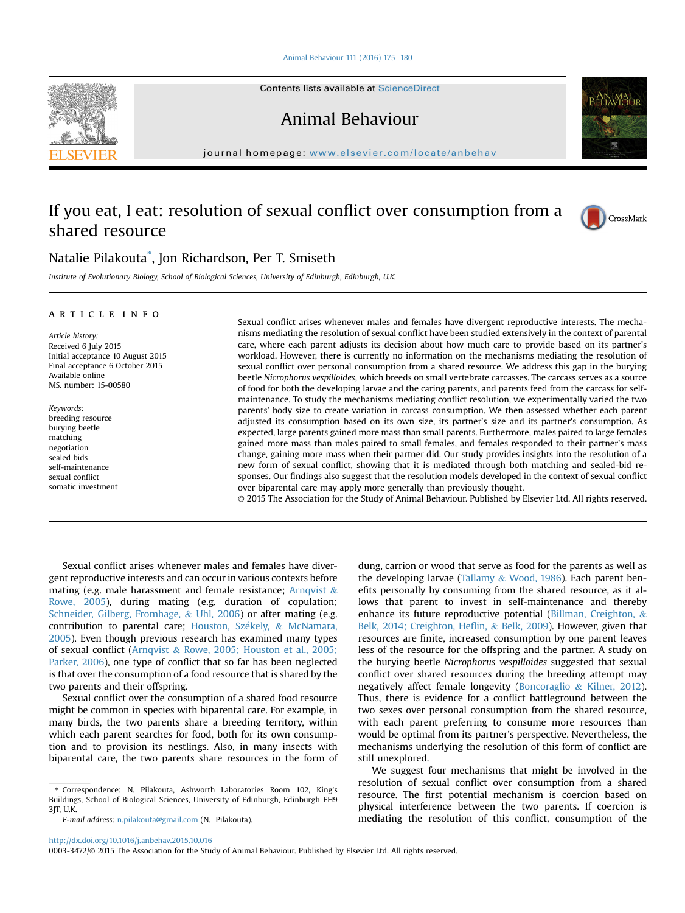# If you eat, I eat: resolution of sexual conflict over consumption from a shared resource

Natalie Pilakouta*, Jon Richardson, Per T. Smiseth

*Institute of Evolutionary Biology, School of Biological Sciences, University of Edinburgh, Edinburgh, U.K.*

**ARTICLE INFO**

*Article history:*
Received 6 July 2015
Initial acceptance 10 August 2015
Final acceptance 6 October 2015
Available online
MS. number: 15-00580

*Keywords:*
breeding resource
burying beetle
matching
negotiation
sealed bids
self-maintenance
sexual conflict
somatic investment

Sexual conflict arises whenever males and females have divergent reproductive interests. The mechanisms mediating the resolution of sexual conflict have been studied extensively in the context of parental care, where each parent adjusts its decision about how much care to provide based on its partner's workload. However, there is currently no information on the mechanisms mediating the resolution of sexual conflict over personal consumption from a shared resource. We address this gap in the burying beetle *Nicrophorus vespilloides*, which breeds on small vertebrate carcasses. The carcass serves as a source of food for both the developing larvae and the caring parents, and parents feed from the carcass for self-maintenance. To study the mechanisms mediating conflict resolution, we experimentally varied the two parents' body size to create variation in carcass consumption. We then assessed whether each parent adjusted its consumption based on its own size, its partner's size and its partner's consumption. As expected, large parents gained more mass than small parents. Furthermore, males paired to large females gained more mass than males paired to small females, and females responded to their partner's mass change, gaining more mass when their partner did. Our study provides insights into the resolution of a new form of sexual conflict, showing that it is mediated through both matching and sealed-bid responses. Our findings also suggest that the resolution models developed in the context of sexual conflict over biparental care may apply more generally than previously thought.

© 2015 The Association for the Study of Animal Behaviour. Published by Elsevier Ltd. All rights reserved.

Sexual conflict arises whenever males and females have divergent reproductive interests and can occur in various contexts before mating (e.g. male harassment and female resistance; Arnqvist & Rowe, 2005), during mating (e.g. duration of copulation; Schneider, Gilberg, Fromhage, & Uhl, 2006) or after mating (e.g. contribution to parental care; Houston, Székely, & McNamara, 2005). Even though previous research has examined many types of sexual conflict (Arnqvist & Rowe, 2005; Houston et al., 2005; Parker, 2006), one type of conflict that so far has been neglected is that over the consumption of a food resource that is shared by the two parents and their offspring.

Sexual conflict over the consumption of a shared food resource might be common in species with biparental care. For example, in many birds, the two parents share a breeding territory, within which each parent searches for food, both for its own consumption and to provision its nestlings. Also, in many insects with biparental care, the two parents share resources in the form of dung, carrion or wood that serve as food for the parents as well as the developing larvae (Tallamy & Wood, 1986). Each parent benefits personally by consuming from the shared resource, as it allows that parent to invest in self-maintenance and thereby enhance its future reproductive potential (Billman, Creighton, & Belk, 2014; Creighton, Heflin, & Belk, 2009). However, given that resources are finite, increased consumption by one parent leaves less of the resource for the offspring and the partner. A study on the burying beetle *Nicrophorus vespilloides* suggested that sexual conflict over shared resources during the breeding attempt may negatively affect female longevity (Boncoraglio & Kilner, 2012). Thus, there is evidence for a conflict battleground between the two sexes over personal consumption from the shared resource, with each parent preferring to consume more resources than would be optimal from its partner's perspective. Nevertheless, the mechanisms underlying the resolution of this form of conflict are still unexplored.

We suggest four mechanisms that might be involved in the resolution of sexual conflict over consumption from a shared resource. The first potential mechanism is coercion based on physical interference between the two parents. If coercion is mediating the resolution of this conflict, consumption of the

* Correspondence: N. Pilakouta, Ashworth Laboratories Room 102, King's Buildings, School of Biological Sciences, University of Edinburgh, Edinburgh EH9 3JT, U.K.
*E-mail address:* n.pilakouta@gmail.com (N. Pilakouta).

http://dx.doi.org/10.1016/j.anbehav.2015.10.016
0003-3472/© 2015 The Association for the Study of Animal Behaviour. Published by Elsevier Ltd. All rights reserved.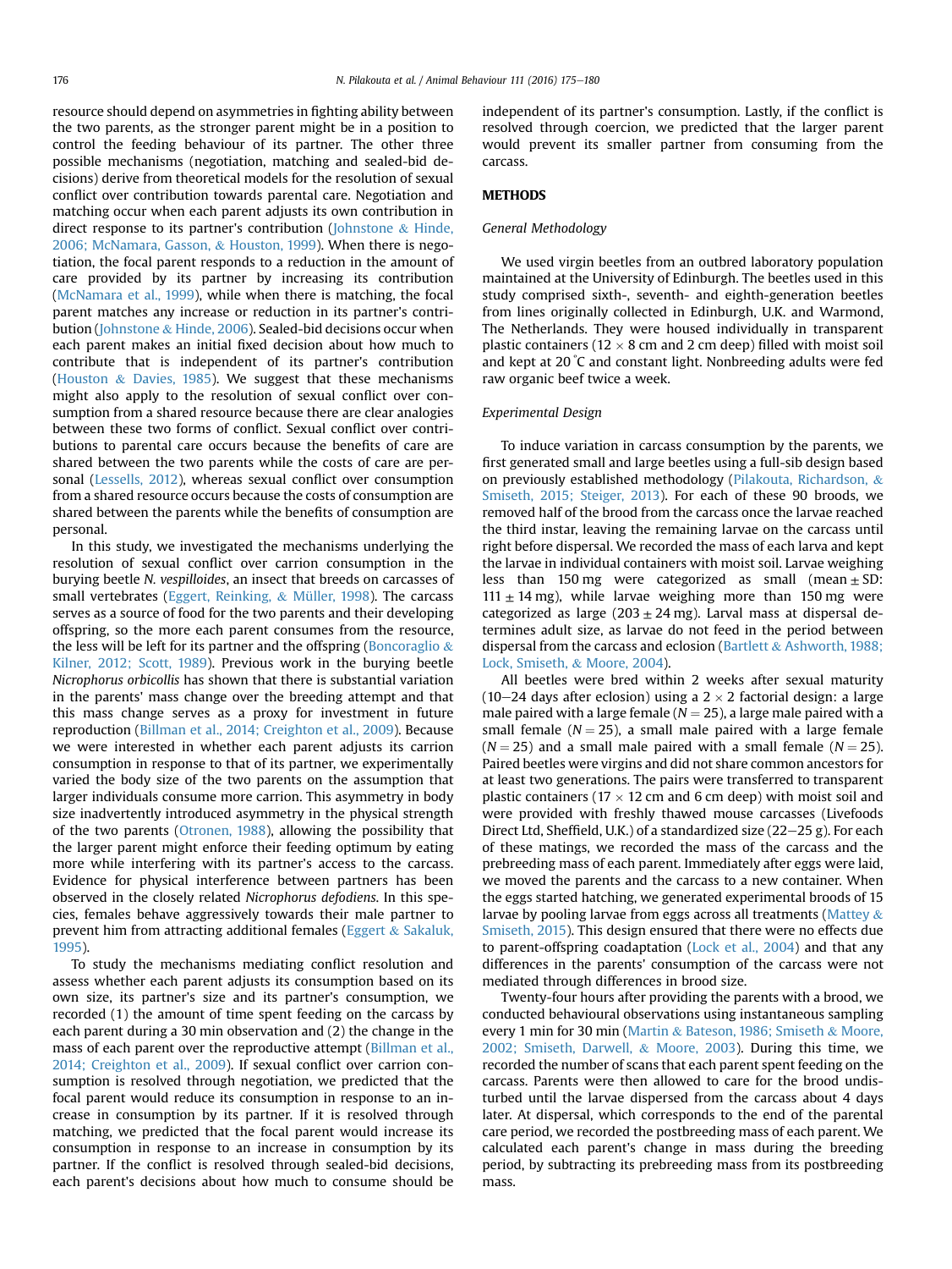resource should depend on asymmetries in fighting ability between the two parents, as the stronger parent might be in a position to control the feeding behaviour of its partner. The other three possible mechanisms (negotiation, matching and sealed-bid decisions) derive from theoretical models for the resolution of sexual conflict over contribution towards parental care. Negotiation and matching occur when each parent adjusts its own contribution in direct response to its partner's contribution (Johnstone & Hinde, 2006; McNamara, Gasson, & Houston, 1999). When there is negotiation, the focal parent responds to a reduction in the amount of care provided by its partner by increasing its contribution (McNamara et al., 1999), while when there is matching, the focal parent matches any increase or reduction in its partner's contribution (Johnstone & Hinde, 2006). Sealed-bid decisions occur when each parent makes an initial fixed decision about how much to contribute that is independent of its partner's contribution (Houston & Davies, 1985). We suggest that these mechanisms might also apply to the resolution of sexual conflict over consumption from a shared resource because there are clear analogies between these two forms of conflict. Sexual conflict over contributions to parental care occurs because the benefits of care are shared between the two parents while the costs of care are personal (Lessells, 2012), whereas sexual conflict over consumption from a shared resource occurs because the costs of consumption are shared between the parents while the benefits of consumption are personal.

In this study, we investigated the mechanisms underlying the resolution of sexual conflict over carrion consumption in the burying beetle *N. vespilloides*, an insect that breeds on carcasses of small vertebrates (Eggert, Reinking, & Müller, 1998). The carcass serves as a source of food for the two parents and their developing offspring, so the more each parent consumes from the resource, the less will be left for its partner and the offspring (Boncoraglio & Kilner, 2012; Scott, 1989). Previous work in the burying beetle *Nicrophorus orbicollis* has shown that there is substantial variation in the parents' mass change over the breeding attempt and that this mass change serves as a proxy for investment in future reproduction (Billman et al., 2014; Creighton et al., 2009). Because we were interested in whether each parent adjusts its carrion consumption in response to that of its partner, we experimentally varied the body size of the two parents on the assumption that larger individuals consume more carrion. This asymmetry in body size inadvertently introduced asymmetry in the physical strength of the two parents (Otronen, 1988), allowing the possibility that the larger parent might enforce their feeding optimum by eating more while interfering with its partner's access to the carcass. Evidence for physical interference between partners has been observed in the closely related *Nicrophorus defodiens*. In this species, females behave aggressively towards their male partner to prevent him from attracting additional females (Eggert & Sakaluk, 1995).

To study the mechanisms mediating conflict resolution and assess whether each parent adjusts its consumption based on its own size, its partner's size and its partner's consumption, we recorded (1) the amount of time spent feeding on the carcass by each parent during a 30 min observation and (2) the change in the mass of each parent over the reproductive attempt (Billman et al., 2014; Creighton et al., 2009). If sexual conflict over carrion consumption is resolved through negotiation, we predicted that the focal parent would reduce its consumption in response to an increase in consumption by its partner. If it is resolved through matching, we predicted that the focal parent would increase its consumption in response to an increase in consumption by its partner. If the conflict is resolved through sealed-bid decisions, each parent's decisions about how much to consume should be independent of its partner's consumption. Lastly, if the conflict is resolved through coercion, we predicted that the larger parent would prevent its smaller partner from consuming from the carcass.

## METHODS

### General Methodology

We used virgin beetles from an outbred laboratory population maintained at the University of Edinburgh. The beetles used in this study comprised sixth-, seventh- and eighth-generation beetles from lines originally collected in Edinburgh, U.K. and Warmond, The Netherlands. They were housed individually in transparent plastic containers ($12 \times 8$ cm and 2 cm deep) filled with moist soil and kept at 20 °C and constant light. Nonbreeding adults were fed raw organic beef twice a week.

### Experimental Design

To induce variation in carcass consumption by the parents, we first generated small and large beetles using a full-sib design based on previously established methodology (Pilakouta, Richardson, & Smiseth, 2015; Steiger, 2013). For each of these 90 broods, we removed half of the brood from the carcass once the larvae reached the third instar, leaving the remaining larvae on the carcass until right before dispersal. We recorded the mass of each larva and kept the larvae in individual containers with moist soil. Larvae weighing less than 150 mg were categorized as small (mean ± SD: $111 \pm 14$ mg), while larvae weighing more than 150 mg were categorized as large ($203 \pm 24$ mg). Larval mass at dispersal determines adult size, as larvae do not feed in the period between dispersal from the carcass and eclosion (Bartlett & Ashworth, 1988; Lock, Smiseth, & Moore, 2004).

All beetles were bred within 2 weeks after sexual maturity (10–24 days after eclosion) using a $2 \times 2$ factorial design: a large male paired with a large female ($N = 25$), a large male paired with a small female ($N = 25$), a small male paired with a large female ($N = 25$) and a small male paired with a small female ($N = 25$). Paired beetles were virgins and did not share common ancestors for at least two generations. The pairs were transferred to transparent plastic containers ($17 \times 12$ cm and 6 cm deep) with moist soil and were provided with freshly thawed mouse carcasses (Livefoods Direct Ltd, Sheffield, U.K.) of a standardized size (22–25 g). For each of these matings, we recorded the mass of the carcass and the prebreeding mass of each parent. Immediately after eggs were laid, we moved the parents and the carcass to a new container. When the eggs started hatching, we generated experimental broods of 15 larvae by pooling larvae from eggs across all treatments (Mattey & Smiseth, 2015). This design ensured that there were no effects due to parent-offspring coadaptation (Lock et al., 2004) and that any differences in the parents' consumption of the carcass were not mediated through differences in brood size.

Twenty-four hours after providing the parents with a brood, we conducted behavioural observations using instantaneous sampling every 1 min for 30 min (Martin & Bateson, 1986; Smiseth & Moore, 2002; Smiseth, Darwell, & Moore, 2003). During this time, we recorded the number of scans that each parent spent feeding on the carcass. Parents were then allowed to care for the brood undisturbed until the larvae dispersed from the carcass about 4 days later. At dispersal, which corresponds to the end of the parental care period, we recorded the postbreeding mass of each parent. We calculated each parent's change in mass during the breeding period, by subtracting its prebreeding mass from its postbreeding mass.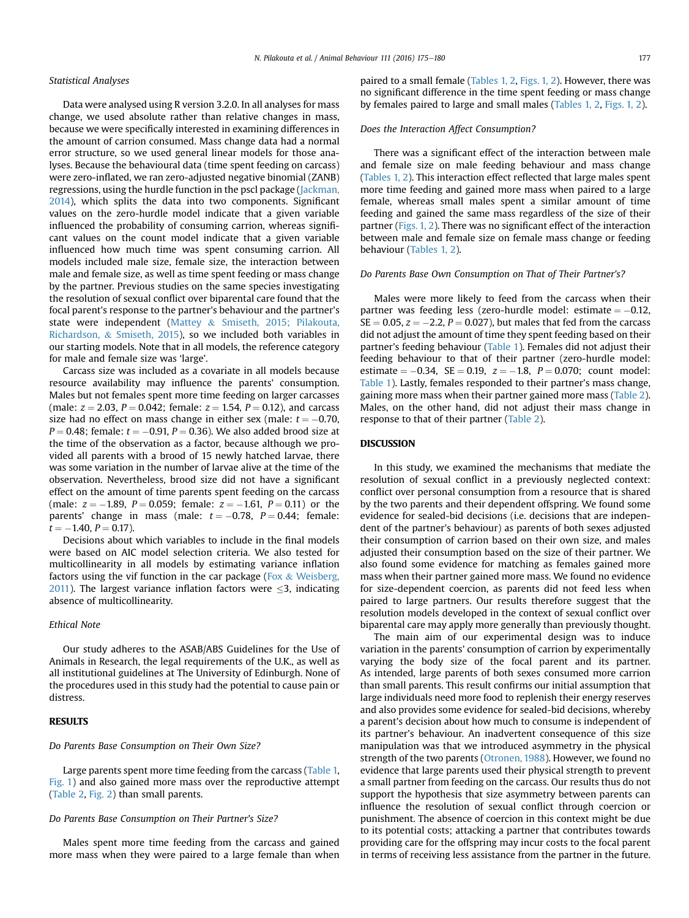### Statistical Analyses

Data were analysed using R version 3.2.0. In all analyses for mass change, we used absolute rather than relative changes in mass, because we were specifically interested in examining differences in the amount of carrion consumed. Mass change data had a normal error structure, so we used general linear models for those analyses. Because the behavioural data (time spent feeding on carcass) were zero-inflated, we ran zero-adjusted negative binomial (ZANB) regressions, using the hurdle function in the pscl package (Jackman, 2014), which splits the data into two components. Significant values on the zero-hurdle model indicate that a given variable influenced the probability of consuming carrion, whereas significant values on the count model indicate that a given variable influenced how much time was spent consuming carrion. All models included male size, female size, the interaction between male and female size, as well as time spent feeding or mass change by the partner. Previous studies on the same species investigating the resolution of sexual conflict over biparental care found that the focal parent's response to the partner's behaviour and the partner's state were independent (Mattey & Smiseth, 2015; Pilakouta, Richardson, & Smiseth, 2015), so we included both variables in our starting models. Note that in all models, the reference category for male and female size was 'large'.

Carcass size was included as a covariate in all models because resource availability may influence the parents' consumption. Males but not females spent more time feeding on larger carcasses (male: $z = 2.03$, $P = 0.042$; female: $z = 1.54$, $P = 0.12$), and carcass size had no effect on mass change in either sex (male: $t = -0.70$, $P = 0.48$; female: $t = -0.91$, $P = 0.36$). We also added brood size at the time of the observation as a factor, because although we provided all parents with a brood of 15 newly hatched larvae, there was some variation in the number of larvae alive at the time of the observation. Nevertheless, brood size did not have a significant effect on the amount of time parents spent feeding on the carcass (male: $z = -1.89$, $P = 0.059$; female: $z = -1.61$, $P = 0.11$) or the parents' change in mass (male: $t = -0.78$, $P = 0.44$; female: $t = -1.40$, $P = 0.17$).

Decisions about which variables to include in the final models were based on AIC model selection criteria. We also tested for multicollinearity in all models by estimating variance inflation factors using the vif function in the car package (Fox & Weisberg, 2011). The largest variance inflation factors were $\leq 3$, indicating absence of multicollinearity.

### Ethical Note

Our study adheres to the ASAB/ABS Guidelines for the Use of Animals in Research, the legal requirements of the U.K., as well as all institutional guidelines at The University of Edinburgh. None of the procedures used in this study had the potential to cause pain or distress.

## RESULTS

### Do Parents Base Consumption on Their Own Size?

Large parents spent more time feeding from the carcass (Table 1, Fig. 1) and also gained more mass over the reproductive attempt (Table 2, Fig. 2) than small parents.

### Do Parents Base Consumption on Their Partner's Size?

Males spent more time feeding from the carcass and gained more mass when they were paired to a large female than when paired to a small female (Tables 1, 2, Figs. 1, 2). However, there was no significant difference in the time spent feeding or mass change by females paired to large and small males (Tables 1, 2, Figs. 1, 2).

### Does the Interaction Affect Consumption?

There was a significant effect of the interaction between male and female size on male feeding behaviour and mass change (Tables 1, 2). This interaction effect reflected that large males spent more time feeding and gained more mass when paired to a large female, whereas small males spent a similar amount of time feeding and gained the same mass regardless of the size of their partner (Figs. 1, 2). There was no significant effect of the interaction between male and female size on female mass change or feeding behaviour (Tables 1, 2).

### Do Parents Base Own Consumption on That of Their Partner's?

Males were more likely to feed from the carcass when their partner was feeding less (zero-hurdle model: estimate $= -0.12$, $SE = 0.05$, $z = -2.2$, $P = 0.027$), but males that fed from the carcass did not adjust the amount of time they spent feeding based on their partner's feeding behaviour (Table 1). Females did not adjust their feeding behaviour to that of their partner (zero-hurdle model: estimate $= -0.34$, $SE = 0.19$, $z = -1.8$, $P = 0.070$; count model: Table 1). Lastly, females responded to their partner's mass change, gaining more mass when their partner gained more mass (Table 2). Males, on the other hand, did not adjust their mass change in response to that of their partner (Table 2).

## DISCUSSION

In this study, we examined the mechanisms that mediate the resolution of sexual conflict in a previously neglected context: conflict over personal consumption from a resource that is shared by the two parents and their dependent offspring. We found some evidence for sealed-bid decisions (i.e. decisions that are independent of the partner's behaviour) as parents of both sexes adjusted their consumption of carrion based on their own size, and males adjusted their consumption based on the size of their partner. We also found some evidence for matching as females gained more mass when their partner gained more mass. We found no evidence for size-dependent coercion, as parents did not feed less when paired to large partners. Our results therefore suggest that the resolution models developed in the context of sexual conflict over biparental care may apply more generally than previously thought.

The main aim of our experimental design was to induce variation in the parents' consumption of carrion by experimentally varying the body size of the focal parent and its partner. As intended, large parents of both sexes consumed more carrion than small parents. This result confirms our initial assumption that large individuals need more food to replenish their energy reserves and also provides some evidence for sealed-bid decisions, whereby a parent's decision about how much to consume is independent of its partner's behaviour. An inadvertent consequence of this size manipulation was that we introduced asymmetry in the physical strength of the two parents (Otronen, 1988). However, we found no evidence that large parents used their physical strength to prevent a small partner from feeding on the carcass. Our results thus do not support the hypothesis that size asymmetry between parents can influence the resolution of sexual conflict through coercion or punishment. The absence of coercion in this context might be due to its potential costs; attacking a partner that contributes towards providing care for the offspring may incur costs to the focal parent in terms of receiving less assistance from the partner in the future.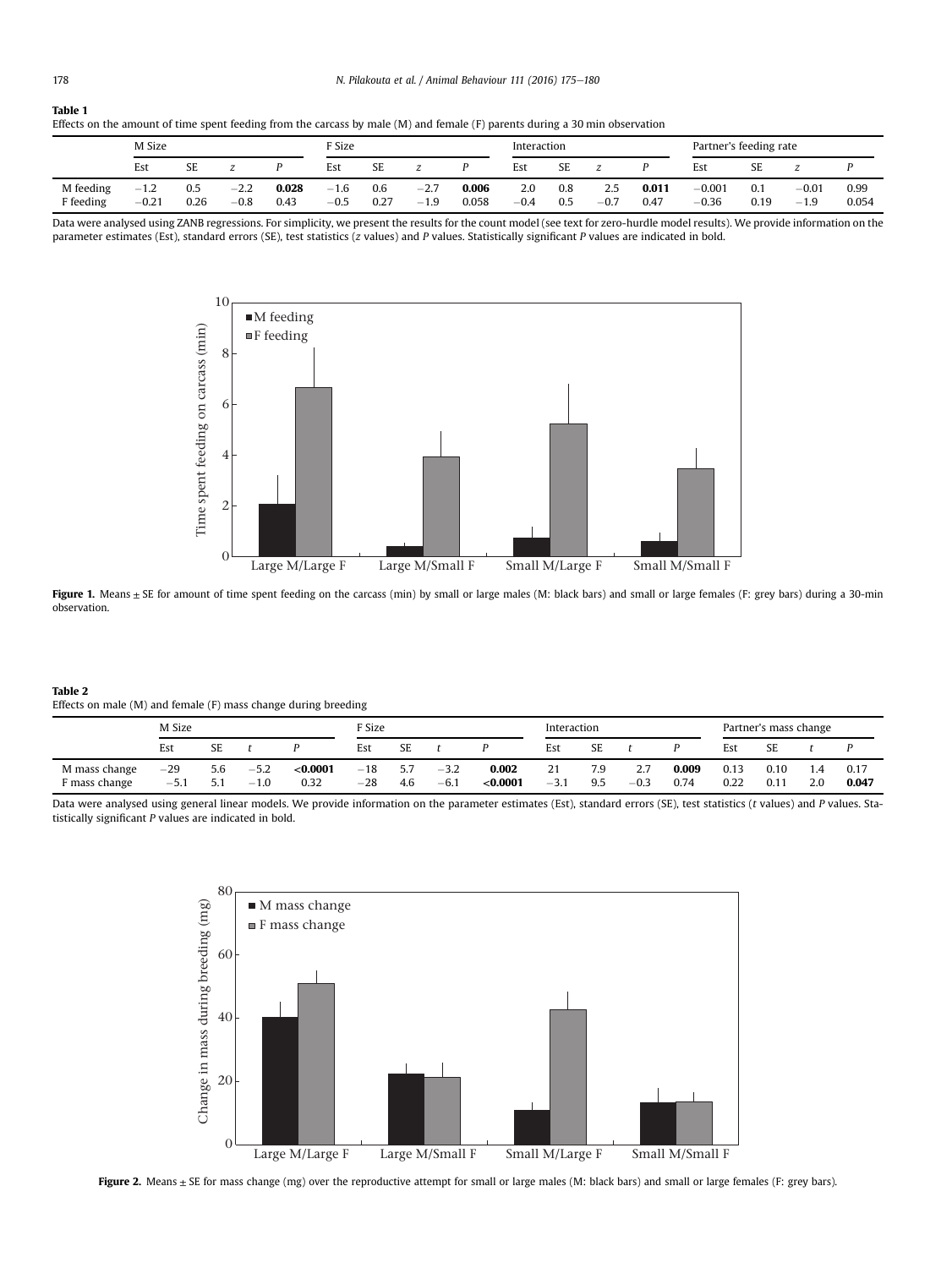**Table 1**
Effects on the amount of time spent feeding from the carcass by male (M) and female (F) parents during a 30 min observation

| | M Size | | | | F Size | | | | Interaction | | | | Partner's feeding rate | | | |
|---|---|---|---|---|---|---|---|---|---|---|---|---|---|---|---|---|
| | Est | SE | z | P | Est | SE | z | P | Est | SE | z | P | Est | SE | z | P |
| M feeding | −1.2 | 0.5 | −2.2 | **0.028** | −1.6 | 0.6 | −2.7 | **0.006** | 2.0 | 0.8 | 2.5 | **0.011** | −0.001 | 0.1 | −0.01 | 0.99 |
| F feeding | −0.21 | 0.26 | −0.8 | 0.43 | −0.5 | 0.27 | −1.9 | 0.058 | −0.4 | 0.5 | −0.7 | 0.47 | −0.36 | 0.19 | −1.9 | 0.054 |

Data were analysed using ZANB regressions. For simplicity, we present the results for the count model (see text for zero-hurdle model results). We provide information on the parameter estimates (Est), standard errors (SE), test statistics (*z* values) and *P* values. Statistically significant *P* values are indicated in bold.

**Figure 1.** Means ± SE for amount of time spent feeding on the carcass (min) by small or large males (M: black bars) and small or large females (F: grey bars) during a 30-min observation.

**Table 2**
Effects on male (M) and female (F) mass change during breeding

| | M Size | | | | F Size | | | | Interaction | | | | Partner's mass change | | | |
|---|---|---|---|---|---|---|---|---|---|---|---|---|---|---|---|---|
| | Est | SE | t | P | Est | SE | t | P | Est | SE | t | P | Est | SE | t | P |
| M mass change | −29 | 5.6 | −5.2 | **<0.0001** | −18 | 5.7 | −3.2 | **0.002** | 21 | 7.9 | 2.7 | **0.009** | 0.13 | 0.10 | 1.4 | 0.17 |
| F mass change | −5.1 | 5.1 | −1.0 | 0.32 | −28 | 4.6 | −6.1 | **<0.0001** | −3.1 | 9.5 | −0.3 | 0.74 | 0.22 | 0.11 | 2.0 | **0.047** |

Data were analysed using general linear models. We provide information on the parameter estimates (Est), standard errors (SE), test statistics (*t* values) and *P* values. Statistically significant *P* values are indicated in bold.

**Figure 2.** Means ± SE for mass change (mg) over the reproductive attempt for small or large males (M: black bars) and small or large females (F: grey bars).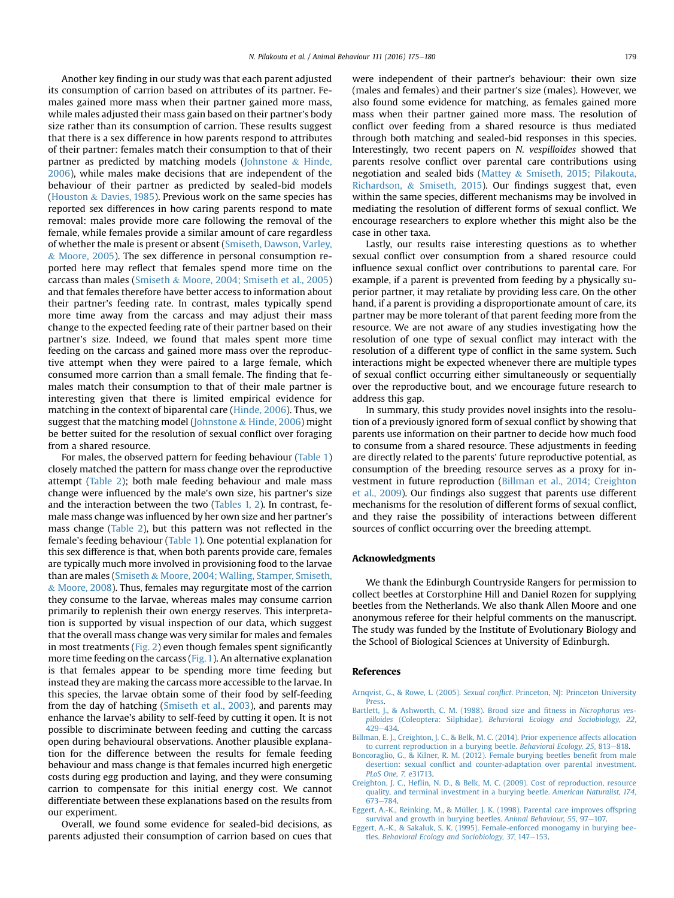Another key finding in our study was that each parent adjusted its consumption of carrion based on attributes of its partner. Females gained more mass when their partner gained more mass, while males adjusted their mass gain based on their partner's body size rather than its consumption of carrion. These results suggest that there is a sex difference in how parents respond to attributes of their partner: females match their consumption to that of their partner as predicted by matching models (Johnstone & Hinde, 2006), while males make decisions that are independent of the behaviour of their partner as predicted by sealed-bid models (Houston & Davies, 1985). Previous work on the same species has reported sex differences in how caring parents respond to mate removal: males provide more care following the removal of the female, while females provide a similar amount of care regardless of whether the male is present or absent (Smiseth, Dawson, Varley, & Moore, 2005). The sex difference in personal consumption reported here may reflect that females spend more time on the carcass than males (Smiseth & Moore, 2004; Smiseth et al., 2005) and that females therefore have better access to information about their partner's feeding rate. In contrast, males typically spend more time away from the carcass and may adjust their mass change to the expected feeding rate of their partner based on their partner's size. Indeed, we found that males spent more time feeding on the carcass and gained more mass over the reproductive attempt when they were paired to a large female, which consumed more carrion than a small female. The finding that females match their consumption to that of their male partner is interesting given that there is limited empirical evidence for matching in the context of biparental care (Hinde, 2006). Thus, we suggest that the matching model (Johnstone & Hinde, 2006) might be better suited for the resolution of sexual conflict over foraging from a shared resource.

For males, the observed pattern for feeding behaviour (Table 1) closely matched the pattern for mass change over the reproductive attempt (Table 2); both male feeding behaviour and male mass change were influenced by the male's own size, his partner's size and the interaction between the two (Tables 1, 2). In contrast, female mass change was influenced by her own size and her partner's mass change (Table 2), but this pattern was not reflected in the female's feeding behaviour (Table 1). One potential explanation for this sex difference is that, when both parents provide care, females are typically much more involved in provisioning food to the larvae than are males (Smiseth & Moore, 2004; Walling, Stamper, Smiseth, & Moore, 2008). Thus, females may regurgitate most of the carrion they consume to the larvae, whereas males may consume carrion primarily to replenish their own energy reserves. This interpretation is supported by visual inspection of our data, which suggest that the overall mass change was very similar for males and females in most treatments (Fig. 2) even though females spent significantly more time feeding on the carcass (Fig. 1). An alternative explanation is that females appear to be spending more time feeding but instead they are making the carcass more accessible to the larvae. In this species, the larvae obtain some of their food by self-feeding from the day of hatching (Smiseth et al., 2003), and parents may enhance the larvae's ability to self-feed by cutting it open. It is not possible to discriminate between feeding and cutting the carcass open during behavioural observations. Another plausible explanation for the difference between the results for female feeding behaviour and mass change is that females incurred high energetic costs during egg production and laying, and they were consuming carrion to compensate for this initial energy cost. We cannot differentiate between these explanations based on the results from our experiment.

Overall, we found some evidence for sealed-bid decisions, as parents adjusted their consumption of carrion based on cues that were independent of their partner's behaviour: their own size (males and females) and their partner's size (males). However, we also found some evidence for matching, as females gained more mass when their partner gained more mass. The resolution of conflict over feeding from a shared resource is thus mediated through both matching and sealed-bid responses in this species. Interestingly, two recent papers on *N. vespilloides* showed that parents resolve conflict over parental care contributions using negotiation and sealed bids (Mattey & Smiseth, 2015; Pilakouta, Richardson, & Smiseth, 2015). Our findings suggest that, even within the same species, different mechanisms may be involved in mediating the resolution of different forms of sexual conflict. We encourage researchers to explore whether this might also be the case in other taxa.

Lastly, our results raise interesting questions as to whether sexual conflict over consumption from a shared resource could influence sexual conflict over contributions to parental care. For example, if a parent is prevented from feeding by a physically superior partner, it may retaliate by providing less care. On the other hand, if a parent is providing a disproportionate amount of care, its partner may be more tolerant of that parent feeding more from the resource. We are not aware of any studies investigating how the resolution of one type of sexual conflict may interact with the resolution of a different type of conflict in the same system. Such interactions might be expected whenever there are multiple types of sexual conflict occurring either simultaneously or sequentially over the reproductive bout, and we encourage future research to address this gap.

In summary, this study provides novel insights into the resolution of a previously ignored form of sexual conflict by showing that parents use information on their partner to decide how much food to consume from a shared resource. These adjustments in feeding are directly related to the parents' future reproductive potential, as consumption of the breeding resource serves as a proxy for investment in future reproduction (Billman et al., 2014; Creighton et al., 2009). Our findings also suggest that parents use different mechanisms for the resolution of different forms of sexual conflict, and they raise the possibility of interactions between different sources of conflict occurring over the breeding attempt.

## Acknowledgments

We thank the Edinburgh Countryside Rangers for permission to collect beetles at Corstorphine Hill and Daniel Rozen for supplying beetles from the Netherlands. We also thank Allen Moore and one anonymous referee for their helpful comments on the manuscript. The study was funded by the Institute of Evolutionary Biology and the School of Biological Sciences at University of Edinburgh.

## References

Arnqvist, G., & Rowe, L. (2005). *Sexual conflict*. Princeton, NJ: Princeton University Press.

Bartlett, J., & Ashworth, C. M. (1988). Brood size and fitness in *Nicrophorus vespilloides* (Coleoptera: Silphidae). *Behavioral Ecology and Sociobiology, 22*, 429–434.

Billman, E. J., Creighton, J. C., & Belk, M. C. (2014). Prior experience affects allocation to current reproduction in a burying beetle. *Behavioral Ecology, 25*, 813–818.

Boncoraglio, G., & Kilner, R. M. (2012). Female burying beetles benefit from male desertion: sexual conflict and counter-adaptation over parental investment. *PLoS One, 7*, e31713.

Creighton, J. C., Heflin, N. D., & Belk, M. C. (2009). Cost of reproduction, resource quality, and terminal investment in a burying beetle. *American Naturalist, 174*, 673–784.

Eggert, A.-K., Reinking, M., & Müller, J. K. (1998). Parental care improves offspring survival and growth in burying beetles. *Animal Behaviour, 55*, 97–107.

Eggert, A.-K., & Sakaluk, S. K. (1995). Female-enforced monogamy in burying beetles. *Behavioral Ecology and Sociobiology, 37*, 147–153.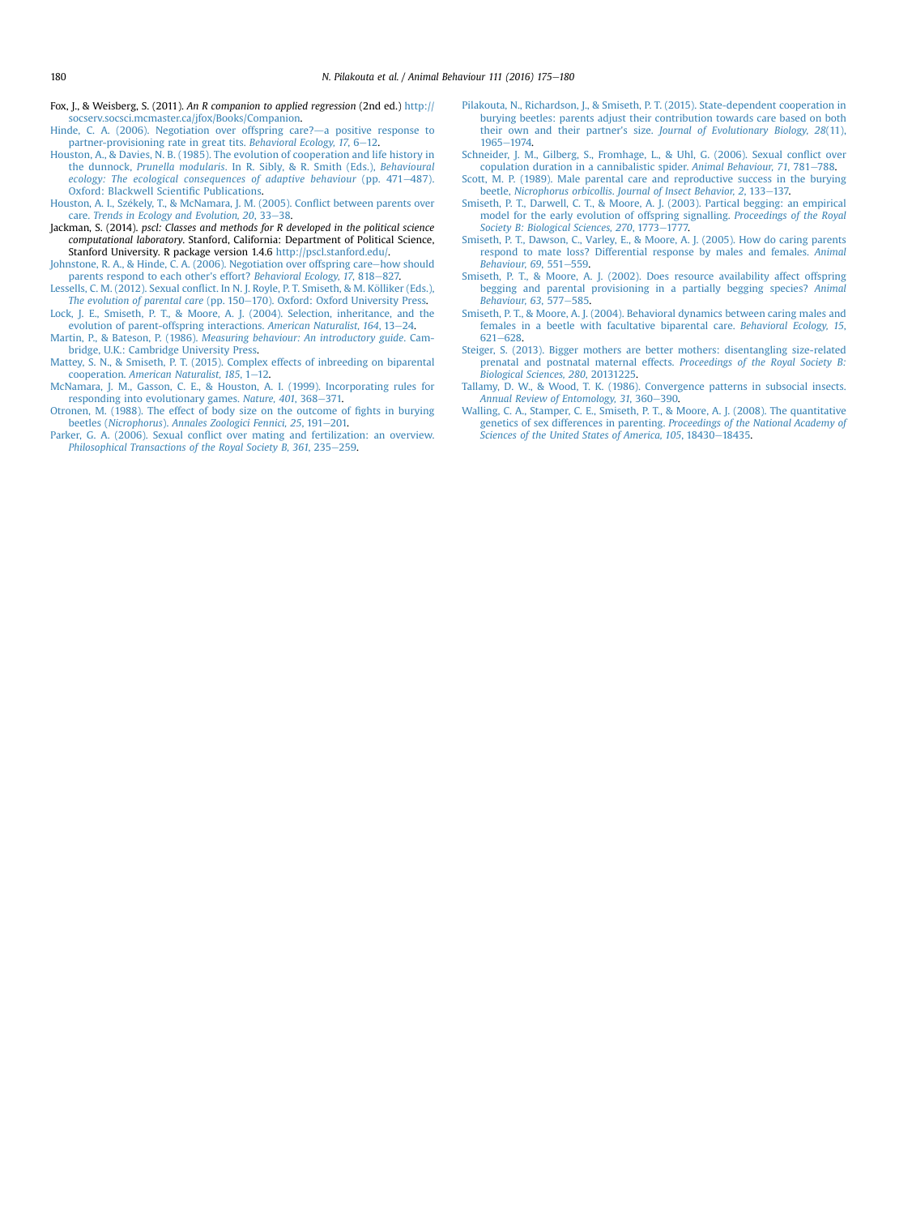Fox, J., & Weisberg, S. (2011). *An R companion to applied regression* (2nd ed.) http://socserv.socsci.mcmaster.ca/jfox/Books/Companion.

Hinde, C. A. (2006). Negotiation over offspring care?—a positive response to partner-provisioning rate in great tits. *Behavioral Ecology, 17*, 6–12.

Houston, A., & Davies, N. B. (1985). The evolution of cooperation and life history in the dunnock, *Prunella modularis*. In R. Sibly, & R. Smith (Eds.), *Behavioural ecology: The ecological consequences of adaptive behaviour* (pp. 471–487). Oxford: Blackwell Scientific Publications.

Houston, A. I., Székely, T., & McNamara, J. M. (2005). Conflict between parents over care. *Trends in Ecology and Evolution, 20*, 33–38.

Jackman, S. (2014). *pscl: Classes and methods for R developed in the political science computational laboratory*. Stanford, California: Department of Political Science, Stanford University. R package version 1.4.6 http://pscl.stanford.edu/.

Johnstone, R. A., & Hinde, C. A. (2006). Negotiation over offspring care—how should parents respond to each other's effort? *Behavioral Ecology, 17*, 818–827.

Lessells, C. M. (2012). Sexual conflict. In N. J. Royle, P. T. Smiseth, & M. Kölliker (Eds.), *The evolution of parental care* (pp. 150–170). Oxford: Oxford University Press.

Lock, J. E., Smiseth, P. T., & Moore, A. J. (2004). Selection, inheritance, and the evolution of parent-offspring interactions. *American Naturalist, 164*, 13–24.

Martin, P., & Bateson, P. (1986). *Measuring behaviour: An introductory guide*. Cambridge, U.K.: Cambridge University Press.

Mattey, S. N., & Smiseth, P. T. (2015). Complex effects of inbreeding on biparental cooperation. *American Naturalist, 185*, 1–12.

McNamara, J. M., Gasson, C. E., & Houston, A. I. (1999). Incorporating rules for responding into evolutionary games. *Nature, 401*, 368–371.

Otronen, M. (1988). The effect of body size on the outcome of fights in burying beetles (*Nicrophorus*). *Annales Zoologici Fennici, 25*, 191–201.

Parker, G. A. (2006). Sexual conflict over mating and fertilization: an overview. *Philosophical Transactions of the Royal Society B, 361*, 235–259.

Pilakouta, N., Richardson, J., & Smiseth, P. T. (2015). State-dependent cooperation in burying beetles: parents adjust their contribution towards care based on both their own and their partner's size. *Journal of Evolutionary Biology, 28*(11), 1965–1974.

Schneider, J. M., Gilberg, S., Fromhage, L., & Uhl, G. (2006). Sexual conflict over copulation duration in a cannibalistic spider. *Animal Behaviour, 71*, 781–788.

Scott, M. P. (1989). Male parental care and reproductive success in the burying beetle, *Nicrophorus orbicollis*. *Journal of Insect Behavior, 2*, 133–137.

Smiseth, P. T., Darwell, C. T., & Moore, A. J. (2003). Partical begging: an empirical model for the early evolution of offspring signalling. *Proceedings of the Royal Society B: Biological Sciences, 270*, 1773–1777.

Smiseth, P. T., Dawson, C., Varley, E., & Moore, A. J. (2005). How do caring parents respond to mate loss? Differential response by males and females. *Animal Behaviour, 69*, 551–559.

Smiseth, P. T., & Moore, A. J. (2002). Does resource availability affect offspring begging and parental provisioning in a partially begging species? *Animal Behaviour, 63*, 577–585.

Smiseth, P. T., & Moore, A. J. (2004). Behavioral dynamics between caring males and females in a beetle with facultative biparental care. *Behavioral Ecology, 15*, 621–628.

Steiger, S. (2013). Bigger mothers are better mothers: disentangling size-related prenatal and postnatal maternal effects. *Proceedings of the Royal Society B: Biological Sciences, 280*, 20131225.

Tallamy, D. W., & Wood, T. K. (1986). Convergence patterns in subsocial insects. *Annual Review of Entomology, 31*, 360–390.

Walling, C. A., Stamper, C. E., Smiseth, P. T., & Moore, A. J. (2008). The quantitative genetics of sex differences in parenting. *Proceedings of the National Academy of Sciences of the United States of America, 105*, 18430–18435.